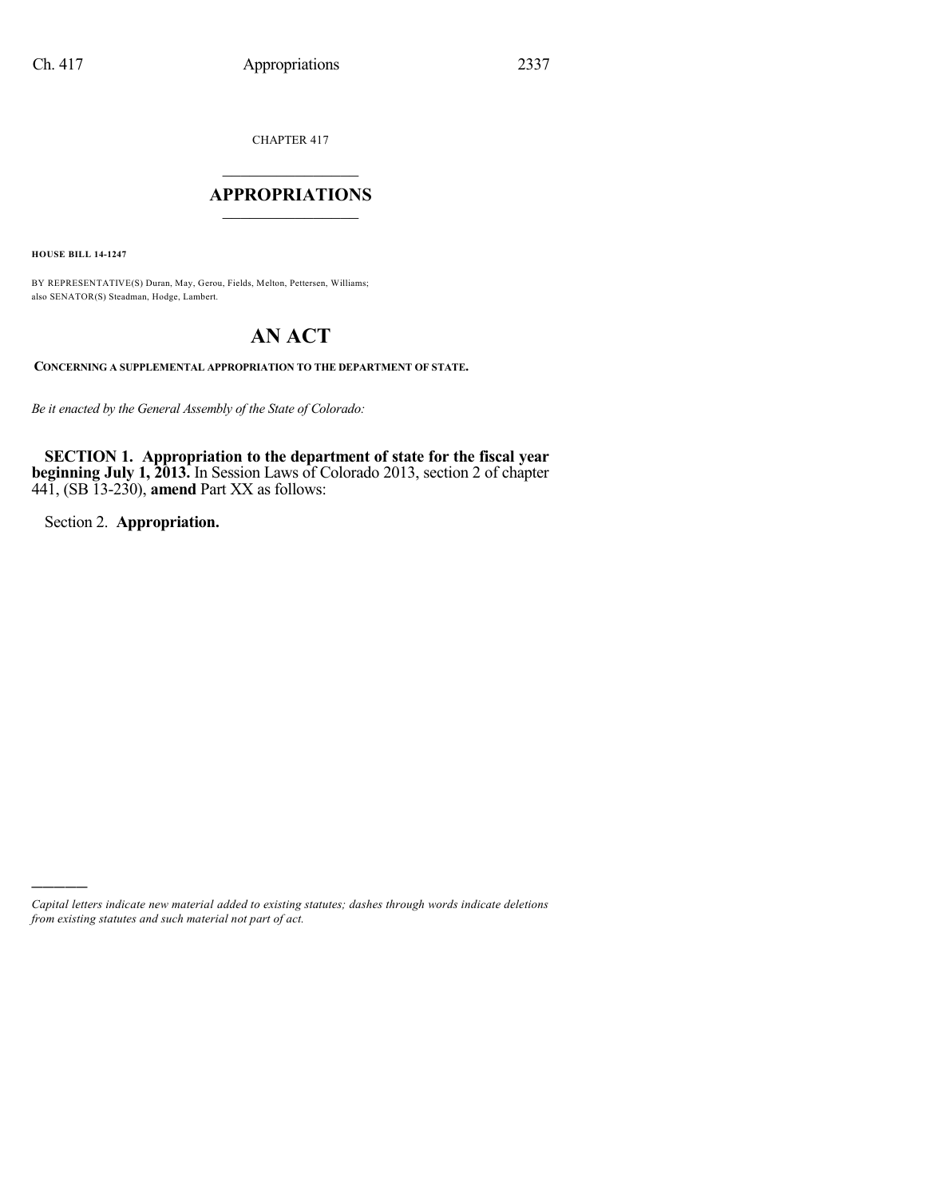CHAPTER 417

# APPROPRIATIONS

**HOUSE BILL 14-1247**

BY REPRESENTATIVE(S) Duran, May, Gerou, Fields, Melton, Pettersen, Williams; also SENATOR(S) Steadman, Hodge, Lambert.

# AN ACT

**CONCERNING A SUPPLEMENTAL APPROPRIATION TO THE DEPARTMENT OF STATE.**

*Be it enacted by the General Assembly of the State of Colorado:*

**SECTION 1. Appropriation to the department of state for the fiscal year beginning July 1, 2013.** In Session Laws of Colorado 2013, section 2 of chapter 441, (SB 13-230), **amend** Part XX as follows:

Section 2. **Appropriation.**

---

*Capital letters indicate new material added to existing statutes; dashes through words indicate deletions from existing statutes and such material not part of act.*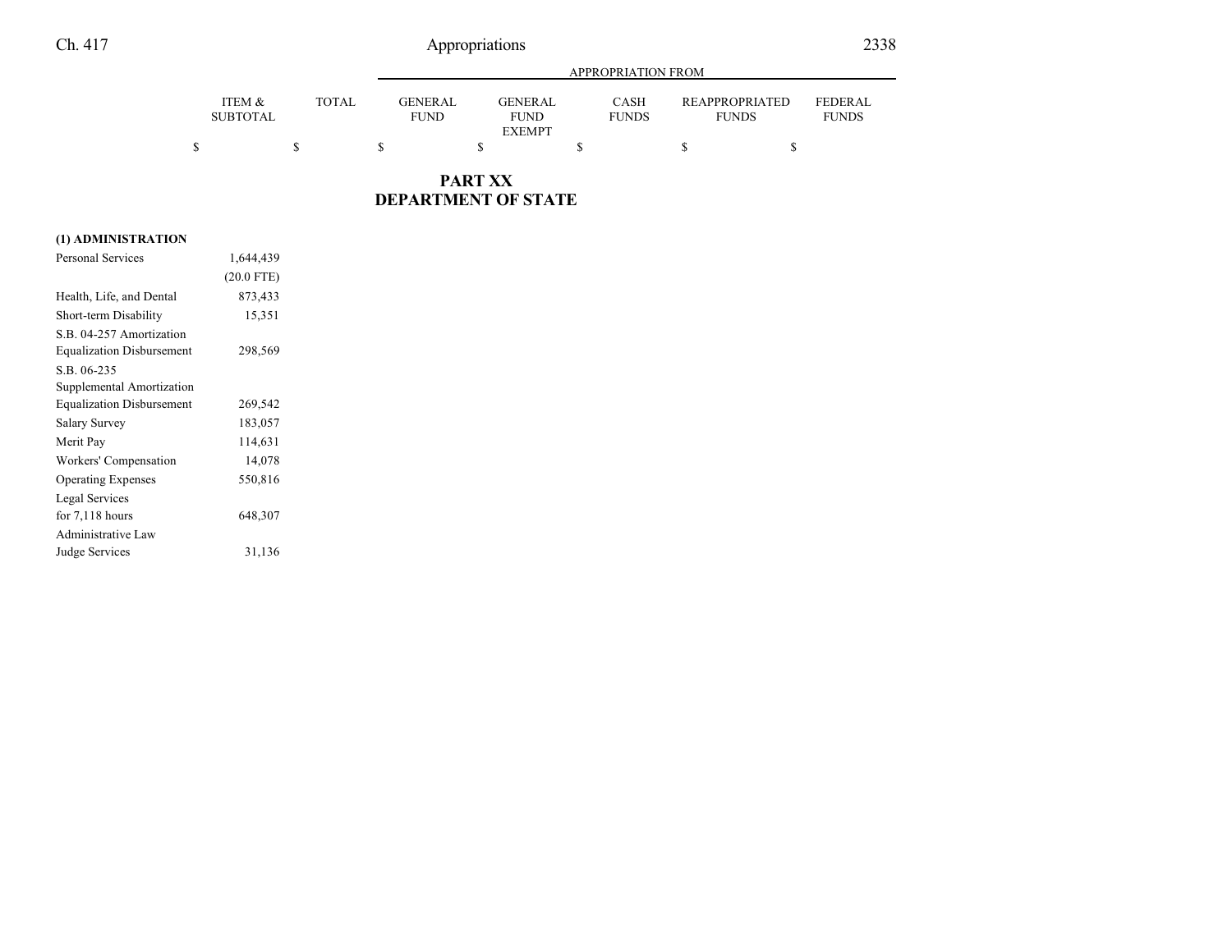## PART XX
## DEPARTMENT OF STATE

| | ITEM & SUBTOTAL | TOTAL | APPROPRIATION FROM GENERAL FUND | GENERAL FUND EXEMPT | CASH FUNDS | REAPPROPRIATED FUNDS | FEDERAL FUNDS |
|---|---|---|---|---|---|---|---|
| | $ | $ | $ | $ | $ | $ | $ |
| **(1) ADMINISTRATION** | | | | | | | |
| Personal Services | 1,644,439 | | | | | | |
| | (20.0 FTE) | | | | | | |
| Health, Life, and Dental | 873,433 | | | | | | |
| Short-term Disability | 15,351 | | | | | | |
| S.B. 04-257 Amortization Equalization Disbursement | 298,569 | | | | | | |
| S.B. 06-235 Supplemental Amortization Equalization Disbursement | 269,542 | | | | | | |
| Salary Survey | 183,057 | | | | | | |
| Merit Pay | 114,631 | | | | | | |
| Workers' Compensation | 14,078 | | | | | | |
| Operating Expenses | 550,816 | | | | | | |
| Legal Services for 7,118 hours | 648,307 | | | | | | |
| Administrative Law Judge Services | 31,136 | | | | | | |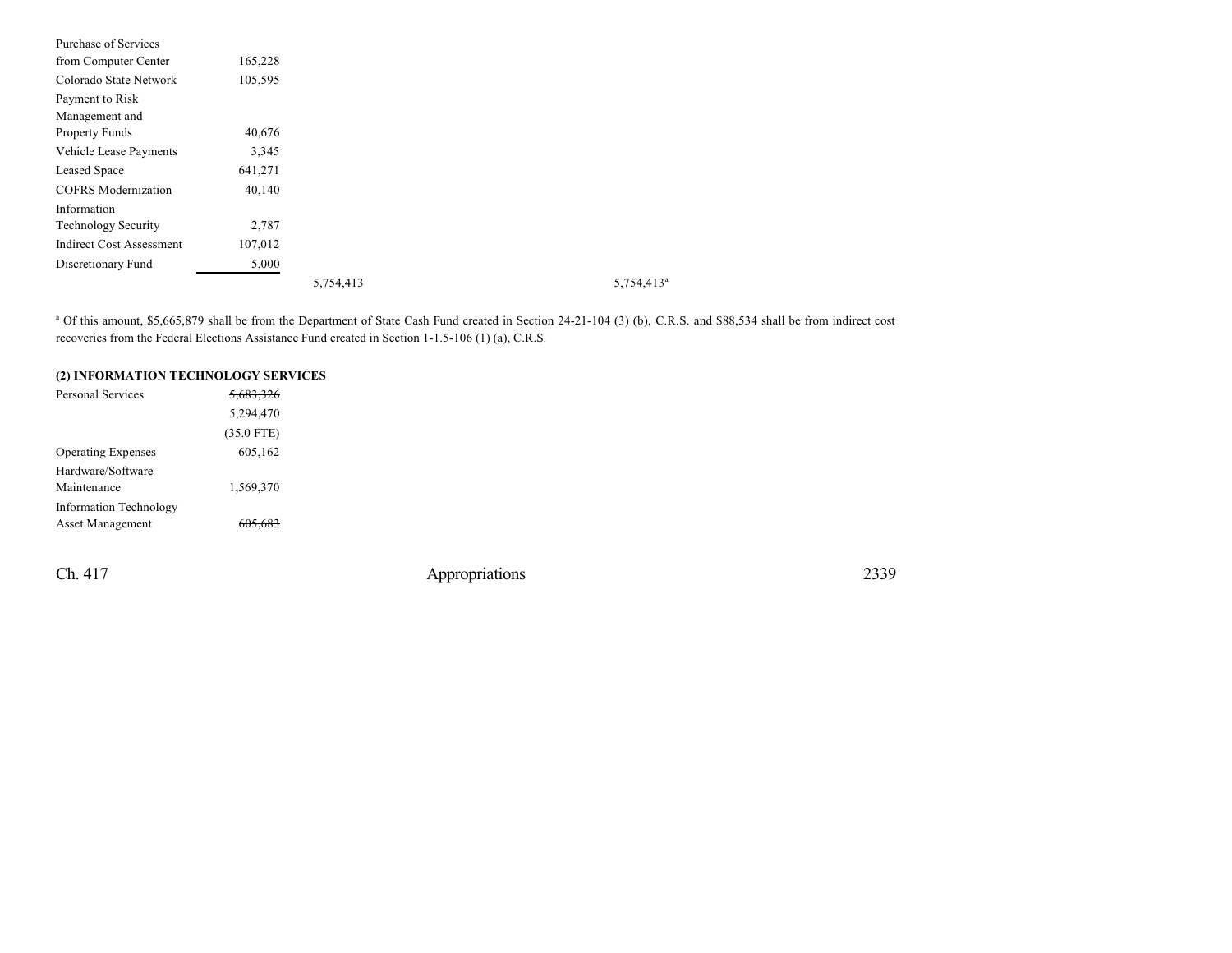| | | | |
|---|---|---|---|
| Purchase of Services from Computer Center | 165,228 | | |
| Colorado State Network | 105,595 | | |
| Payment to Risk Management and Property Funds | 40,676 | | |
| Vehicle Lease Payments | 3,345 | | |
| Leased Space | 641,271 | | |
| COFRS Modernization | 40,140 | | |
| Information Technology Security | 2,787 | | |
| Indirect Cost Assessment | 107,012 | | |
| Discretionary Fund | 5,000 | | |
| | | 5,754,413 | 5,754,413[a] |

[a] Of this amount, $5,665,879 shall be from the Department of State Cash Fund created in Section 24-21-104 (3) (b), C.R.S. and $88,534 shall be from indirect cost recoveries from the Federal Elections Assistance Fund created in Section 1-1.5-106 (1) (a), C.R.S.

**(2) INFORMATION TECHNOLOGY SERVICES**

| | |
|---|---|
| Personal Services | ~~5,683,326~~ |
| | 5,294,470 |
| | (35.0 FTE) |
| Operating Expenses | 605,162 |
| Hardware/Software Maintenance | 1,569,370 |
| Information Technology Asset Management | ~~605,683~~ |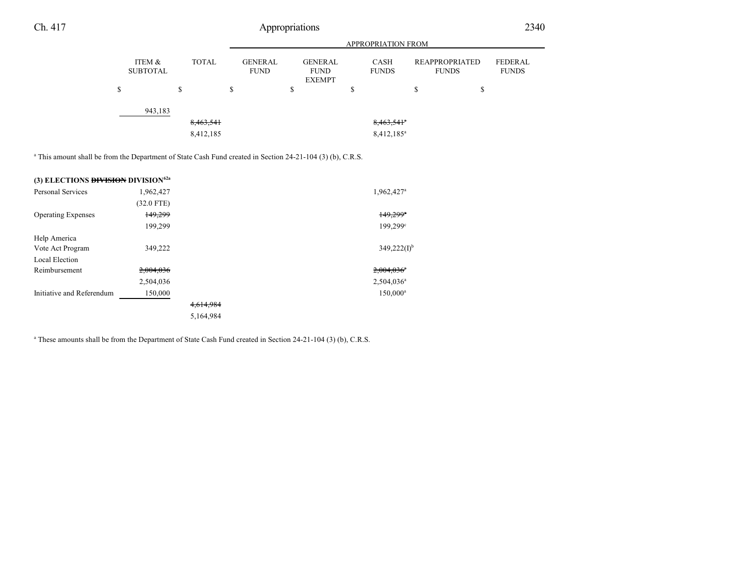| | ITEM & SUBTOTAL | TOTAL | APPROPRIATION FROM GENERAL FUND | GENERAL FUND EXEMPT | CASH FUNDS | REAPPROPRIATED FUNDS | FEDERAL FUNDS |
|---|---|---|---|---|---|---|---|
| | $ | $ | $ | $ | $ | $ | $ |
| | 943,183 | | | | | | |
| | | ~~8,463,541~~ | | | ~~8,463,541~~[a] | | |
| | | 8,412,185 | | | 8,412,185[a] | | |

[a] This amount shall be from the Department of State Cash Fund created in Section 24-21-104 (3) (b), C.R.S.

**(3) ELECTIONS ~~DIVISION~~ DIVISION[62a]**

| | ITEM & SUBTOTAL | TOTAL | GENERAL FUND | GENERAL FUND EXEMPT | CASH FUNDS | REAPPROPRIATED FUNDS | FEDERAL FUNDS |
|---|---|---|---|---|---|---|---|
| Personal Services | 1,962,427 | | | | 1,962,427[a] | | |
| | (32.0 FTE) | | | | | | |
| Operating Expenses | ~~149,299~~ | | | | ~~149,299~~[a] | | |
| | 199,299 | | | | 199,299[c] | | |
| Help America Vote Act Program | 349,222 | | | | 349,222(I)[b] | | |
| Local Election Reimbursement | ~~2,004,036~~ | | | | ~~2,004,036~~[a] | | |
| | 2,504,036 | | | | 2,504,036[a] | | |
| Initiative and Referendum | 150,000 | | | | 150,000[a] | | |
| | | ~~4,614,984~~ | | | | | |
| | | 5,164,984 | | | | | |

[a] These amounts shall be from the Department of State Cash Fund created in Section 24-21-104 (3) (b), C.R.S.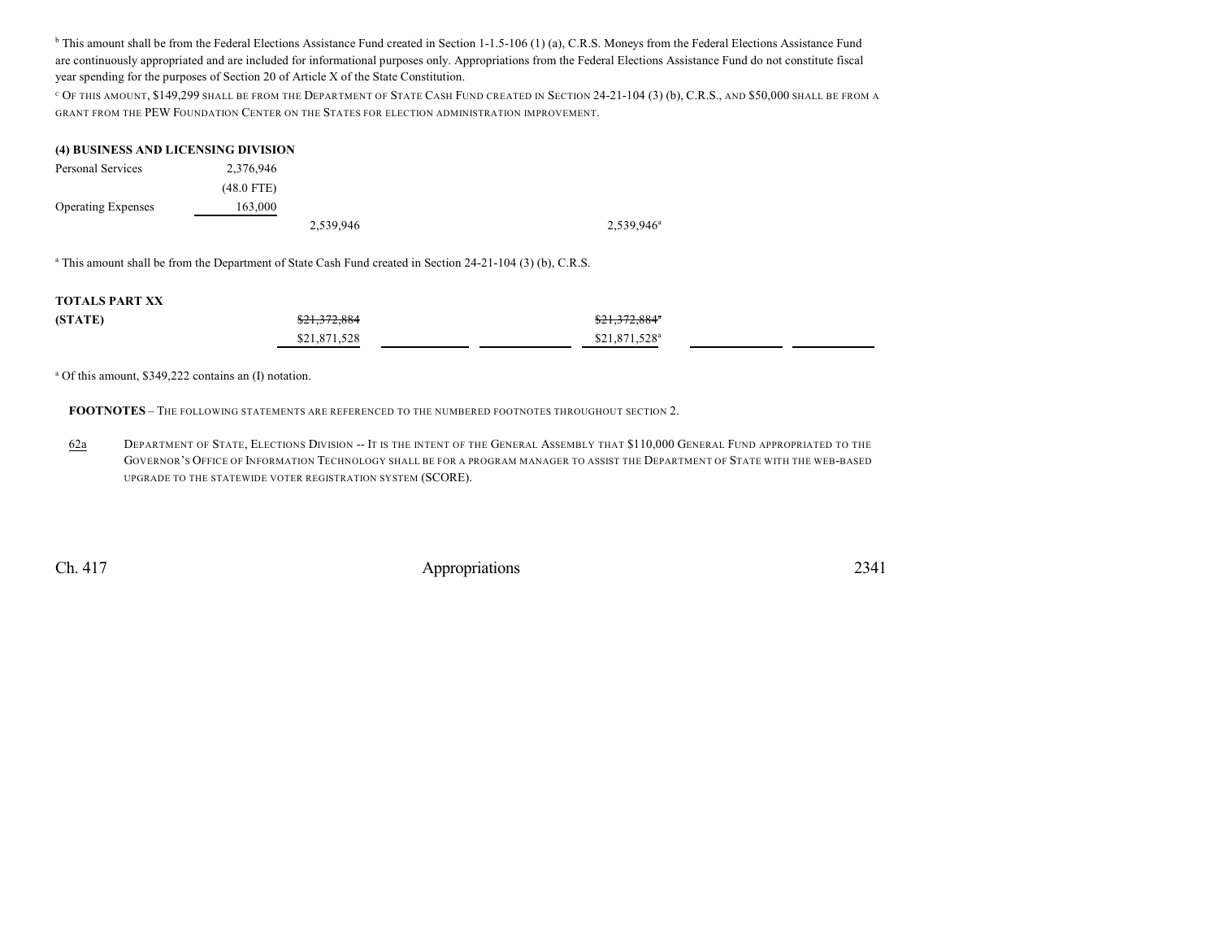[b] This amount shall be from the Federal Elections Assistance Fund created in Section 1-1.5-106 (1) (a), C.R.S. Moneys from the Federal Elections Assistance Fund are continuously appropriated and are included for informational purposes only. Appropriations from the Federal Elections Assistance Fund do not constitute fiscal year spending for the purposes of Section 20 of Article X of the State Constitution.

[c] OF THIS AMOUNT, $149,299 SHALL BE FROM THE DEPARTMENT OF STATE CASH FUND CREATED IN SECTION 24-21-104 (3) (b), C.R.S., AND $50,000 SHALL BE FROM A GRANT FROM THE PEW FOUNDATION CENTER ON THE STATES FOR ELECTION ADMINISTRATION IMPROVEMENT.

**(4) BUSINESS AND LICENSING DIVISION**

| | | | | | | | | |
|---|---|---|---|---|---|---|---|---|
| Personal Services | 2,376,946 | | | | | | | |
| | (48.0 FTE) | | | | | | | |
| Operating Expenses | 163,000 | | | | | | | |
| | | 2,539,946 | | | 2,539,946[a] | | | |

[a] This amount shall be from the Department of State Cash Fund created in Section 24-21-104 (3) (b), C.R.S.

**TOTALS PART XX**

| | | | | | | |
|---|---|---|---|---|---|---|
| **(STATE)** | ~~$21,372,884~~ | | | ~~$21,372,884[a]~~ | | |
| | $21,871,528 | | | $21,871,528[a] | | |

[a] Of this amount, $349,222 contains an (I) notation.

**FOOTNOTES** – THE FOLLOWING STATEMENTS ARE REFERENCED TO THE NUMBERED FOOTNOTES THROUGHOUT SECTION 2.

62a DEPARTMENT OF STATE, ELECTIONS DIVISION -- IT IS THE INTENT OF THE GENERAL ASSEMBLY THAT $110,000 GENERAL FUND APPROPRIATED TO THE GOVERNOR'S OFFICE OF INFORMATION TECHNOLOGY SHALL BE FOR A PROGRAM MANAGER TO ASSIST THE DEPARTMENT OF STATE WITH THE WEB-BASED UPGRADE TO THE STATEWIDE VOTER REGISTRATION SYSTEM (SCORE).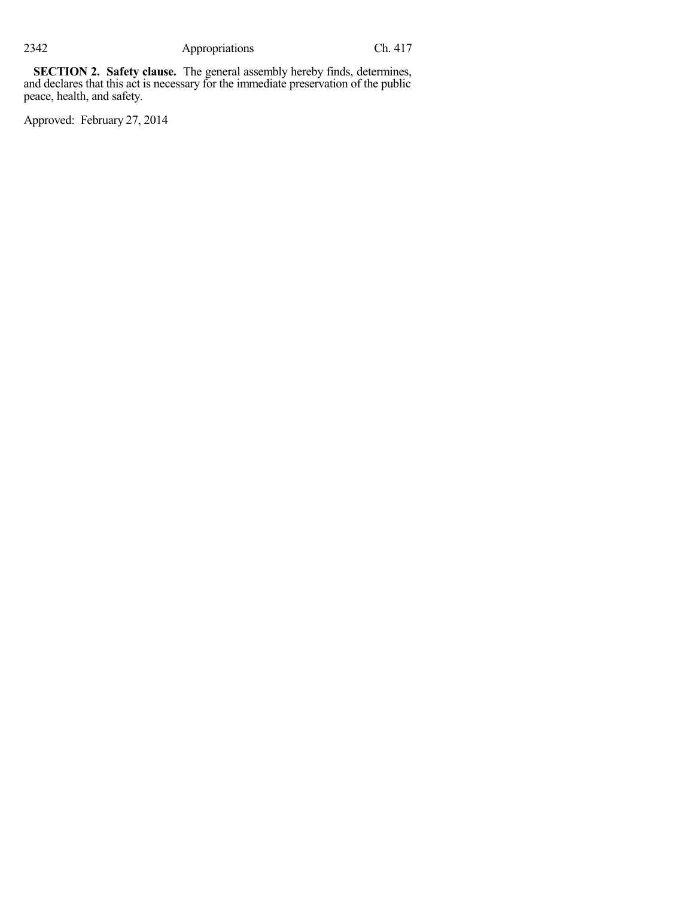**SECTION 2. Safety clause.** The general assembly hereby finds, determines, and declares that this act is necessary for the immediate preservation of the public peace, health, and safety.

Approved: February 27, 2014